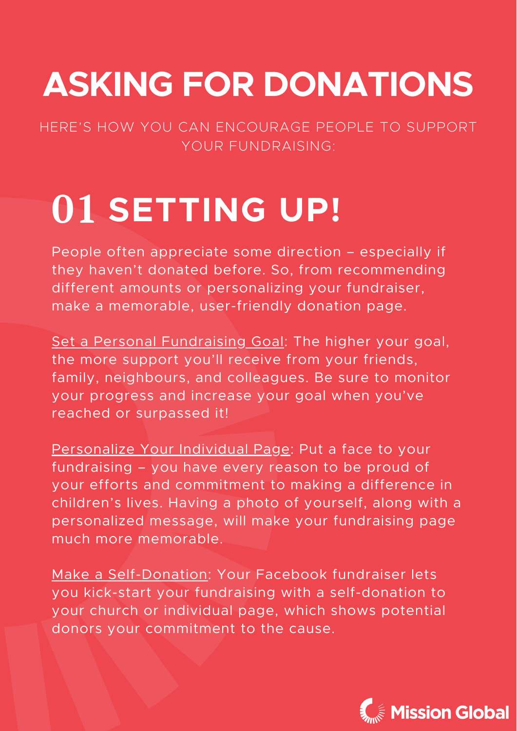# ASKING FOR DONATIONS

HERE'S HOW YOU CAN ENCOURAGE PEOPLE TO SUPPORT YOUR FUNDRAISING:

## 01 SETTING UP!

People often appreciate some direction – especially if they haven't donated before. So, from recommending different amounts or personalizing your fundraiser, make a memorable, user-friendly donation page.

Set a Personal Fundraising Goal: The higher your goal, the more support you'll receive from your friends, family, neighbours, and colleagues. Be sure to monitor your progress and increase your goal when you've reached or surpassed it!

Personalize Your Individual Page: Put a face to your fundraising – you have every reason to be proud of your efforts and commitment to making a difference in children's lives. Having a photo of yourself, along with a personalized message, will make your fundraising page much more memorable.

Make a Self-Donation: Your Facebook fundraiser lets you kick-start your fundraising with a self-donation to your church or individual page, which shows potential donors your commitment to the cause.

Mission Global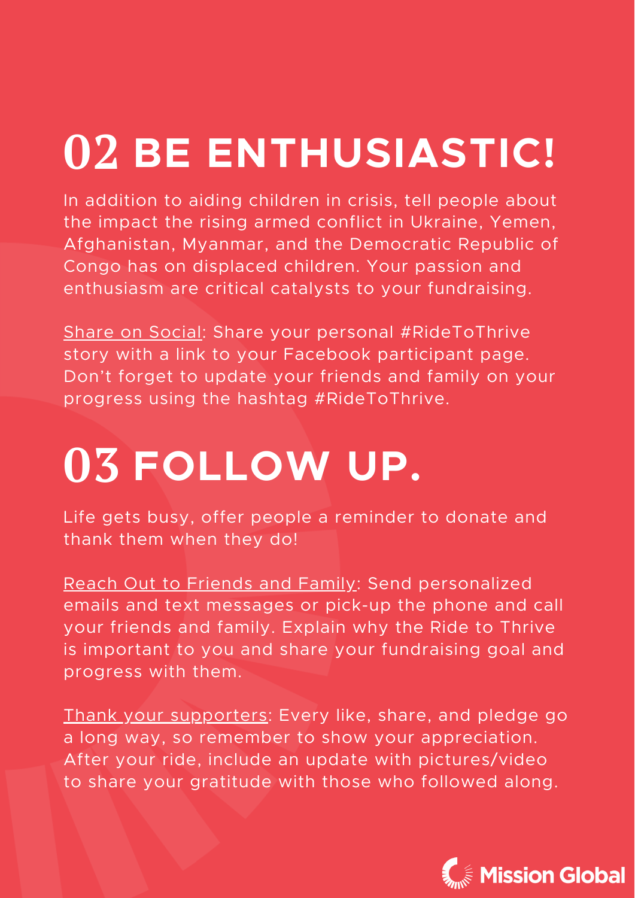## 02 BE ENTHUSIASTIC!

In addition to aiding children in crisis, tell people about the impact the rising armed conflict in Ukraine, Yemen, Afghanistan, Myanmar, and the Democratic Republic of Congo has on displaced children. Your passion and enthusiasm are critical catalysts to your fundraising.

<u>Share on Social</u>: Share your personal #RideToThrive story with a link to your Facebook participant page. Don't forget to update your friends and family on your progress using the hashtag #RideToThrive.

## 03 FOLLOW UP.

Life gets busy, offer people a reminder to donate and thank them when they do!

<u>Reach Out to Friends and Family</u>: Send personalized emails and text messages or pick-up the phone and call your friends and family. Explain why the Ride to Thrive is important to you and share your fundraising goal and progress with them.

<u>Thank your supporters</u>: Every like, share, and pledge go a long way, so remember to show your appreciation. After your ride, include an update with pictures/video to share your gratitude with those who followed along.

Mission Global